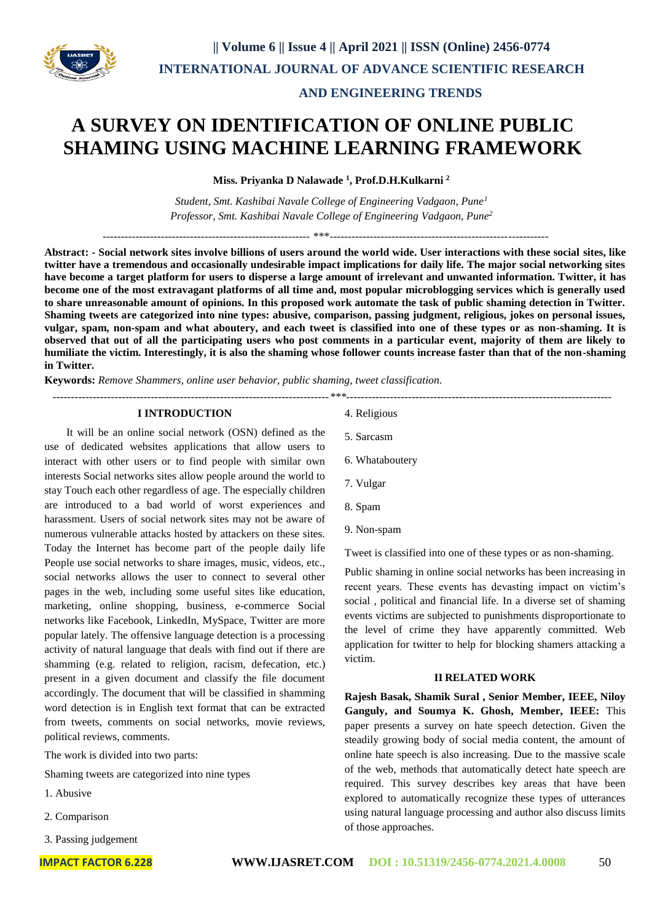# A SURVEY ON IDENTIFICATION OF ONLINE PUBLIC SHAMING USING MACHINE LEARNING FRAMEWORK

**Miss. Priyanka D Nalawade [1], Prof.D.H.Kulkarni [2]**

*Student, Smt. Kashibai Navale College of Engineering Vadgaon, Pune[1]*
*Professor, Smt. Kashibai Navale College of Engineering Vadgaon, Pune[2]*

**Abstract: - Social network sites involve billions of users around the world wide. User interactions with these social sites, like twitter have a tremendous and occasionally undesirable impact implications for daily life. The major social networking sites have become a target platform for users to disperse a large amount of irrelevant and unwanted information. Twitter, it has become one of the most extravagant platforms of all time and, most popular microblogging services which is generally used to share unreasonable amount of opinions. In this proposed work automate the task of public shaming detection in Twitter. Shaming tweets are categorized into nine types: abusive, comparison, passing judgment, religious, jokes on personal issues, vulgar, spam, non-spam and what aboutery, and each tweet is classified into one of these types or as non-shaming. It is observed that out of all the participating users who post comments in a particular event, majority of them are likely to humiliate the victim. Interestingly, it is also the shaming whose follower counts increase faster than that of the non-shaming in Twitter.**

**Keywords:** *Remove Shammers, online user behavior, public shaming, tweet classification.*

## I INTRODUCTION

It will be an online social network (OSN) defined as the use of dedicated websites applications that allow users to interact with other users or to find people with similar own interests Social networks sites allow people around the world to stay Touch each other regardless of age. The especially children are introduced to a bad world of worst experiences and harassment. Users of social network sites may not be aware of numerous vulnerable attacks hosted by attackers on these sites. Today the Internet has become part of the people daily life People use social networks to share images, music, videos, etc., social networks allows the user to connect to several other pages in the web, including some useful sites like education, marketing, online shopping, business, e-commerce Social networks like Facebook, LinkedIn, MySpace, Twitter are more popular lately. The offensive language detection is a processing activity of natural language that deals with find out if there are shamming (e.g. related to religion, racism, defecation, etc.) present in a given document and classify the file document accordingly. The document that will be classified in shamming word detection is in English text format that can be extracted from tweets, comments on social networks, movie reviews, political reviews, comments.

The work is divided into two parts:

Shaming tweets are categorized into nine types

1. Abusive
2. Comparison
3. Passing judgement
4. Religious
5. Sarcasm
6. Whataboutery
7. Vulgar
8. Spam
9. Non-spam

Tweet is classified into one of these types or as non-shaming.

Public shaming in online social networks has been increasing in recent years. These events has devasting impact on victim's social , political and financial life. In a diverse set of shaming events victims are subjected to punishments disproportionate to the level of crime they have apparently committed. Web application for twitter to help for blocking shamers attacking a victim.

## II RELATED WORK

**Rajesh Basak, Shamik Sural , Senior Member, IEEE, Niloy Ganguly, and Soumya K. Ghosh, Member, IEEE:** This paper presents a survey on hate speech detection. Given the steadily growing body of social media content, the amount of online hate speech is also increasing. Due to the massive scale of the web, methods that automatically detect hate speech are required. This survey describes key areas that have been explored to automatically recognize these types of utterances using natural language processing and author also discuss limits of those approaches.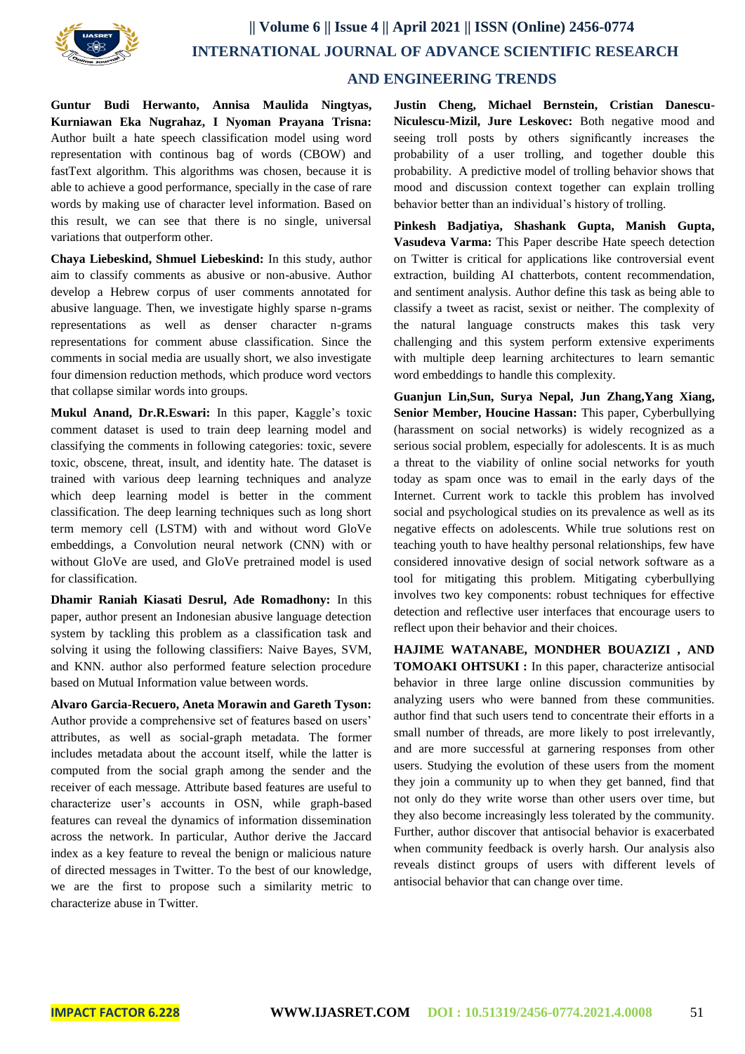**Guntur Budi Herwanto, Annisa Maulida Ningtyas, Kurniawan Eka Nugrahaz, I Nyoman Prayana Trisna:** Author built a hate speech classification model using word representation with continous bag of words (CBOW) and fastText algorithm. This algorithms was chosen, because it is able to achieve a good performance, specially in the case of rare words by making use of character level information. Based on this result, we can see that there is no single, universal variations that outperform other.

**Chaya Liebeskind, Shmuel Liebeskind:** In this study, author aim to classify comments as abusive or non-abusive. Author develop a Hebrew corpus of user comments annotated for abusive language. Then, we investigate highly sparse n-grams representations as well as denser character n-grams representations for comment abuse classification. Since the comments in social media are usually short, we also investigate four dimension reduction methods, which produce word vectors that collapse similar words into groups.

**Mukul Anand, Dr.R.Eswari:** In this paper, Kaggle's toxic comment dataset is used to train deep learning model and classifying the comments in following categories: toxic, severe toxic, obscene, threat, insult, and identity hate. The dataset is trained with various deep learning techniques and analyze which deep learning model is better in the comment classification. The deep learning techniques such as long short term memory cell (LSTM) with and without word GloVe embeddings, a Convolution neural network (CNN) with or without GloVe are used, and GloVe pretrained model is used for classification.

**Dhamir Raniah Kiasati Desrul, Ade Romadhony:** In this paper, author present an Indonesian abusive language detection system by tackling this problem as a classification task and solving it using the following classifiers: Naive Bayes, SVM, and KNN. author also performed feature selection procedure based on Mutual Information value between words.

**Alvaro Garcia-Recuero, Aneta Morawin and Gareth Tyson:** Author provide a comprehensive set of features based on users' attributes, as well as social-graph metadata. The former includes metadata about the account itself, while the latter is computed from the social graph among the sender and the receiver of each message. Attribute based features are useful to characterize user's accounts in OSN, while graph-based features can reveal the dynamics of information dissemination across the network. In particular, Author derive the Jaccard index as a key feature to reveal the benign or malicious nature of directed messages in Twitter. To the best of our knowledge, we are the first to propose such a similarity metric to characterize abuse in Twitter.

**Justin Cheng, Michael Bernstein, Cristian Danescu-Niculescu-Mizil, Jure Leskovec:** Both negative mood and seeing troll posts by others significantly increases the probability of a user trolling, and together double this probability. A predictive model of trolling behavior shows that mood and discussion context together can explain trolling behavior better than an individual's history of trolling.

**Pinkesh Badjatiya, Shashank Gupta, Manish Gupta, Vasudeva Varma:** This Paper describe Hate speech detection on Twitter is critical for applications like controversial event extraction, building AI chatterbots, content recommendation, and sentiment analysis. Author define this task as being able to classify a tweet as racist, sexist or neither. The complexity of the natural language constructs makes this task very challenging and this system perform extensive experiments with multiple deep learning architectures to learn semantic word embeddings to handle this complexity.

**Guanjun Lin,Sun, Surya Nepal, Jun Zhang,Yang Xiang, Senior Member, Houcine Hassan:** This paper, Cyberbullying (harassment on social networks) is widely recognized as a serious social problem, especially for adolescents. It is as much a threat to the viability of online social networks for youth today as spam once was to email in the early days of the Internet. Current work to tackle this problem has involved social and psychological studies on its prevalence as well as its negative effects on adolescents. While true solutions rest on teaching youth to have healthy personal relationships, few have considered innovative design of social network software as a tool for mitigating this problem. Mitigating cyberbullying involves two key components: robust techniques for effective detection and reflective user interfaces that encourage users to reflect upon their behavior and their choices.

**HAJIME WATANABE, MONDHER BOUAZIZI , AND TOMOAKI OHTSUKI :** In this paper, characterize antisocial behavior in three large online discussion communities by analyzing users who were banned from these communities. author find that such users tend to concentrate their efforts in a small number of threads, are more likely to post irrelevantly, and are more successful at garnering responses from other users. Studying the evolution of these users from the moment they join a community up to when they get banned, find that not only do they write worse than other users over time, but they also become increasingly less tolerated by the community. Further, author discover that antisocial behavior is exacerbated when community feedback is overly harsh. Our analysis also reveals distinct groups of users with different levels of antisocial behavior that can change over time.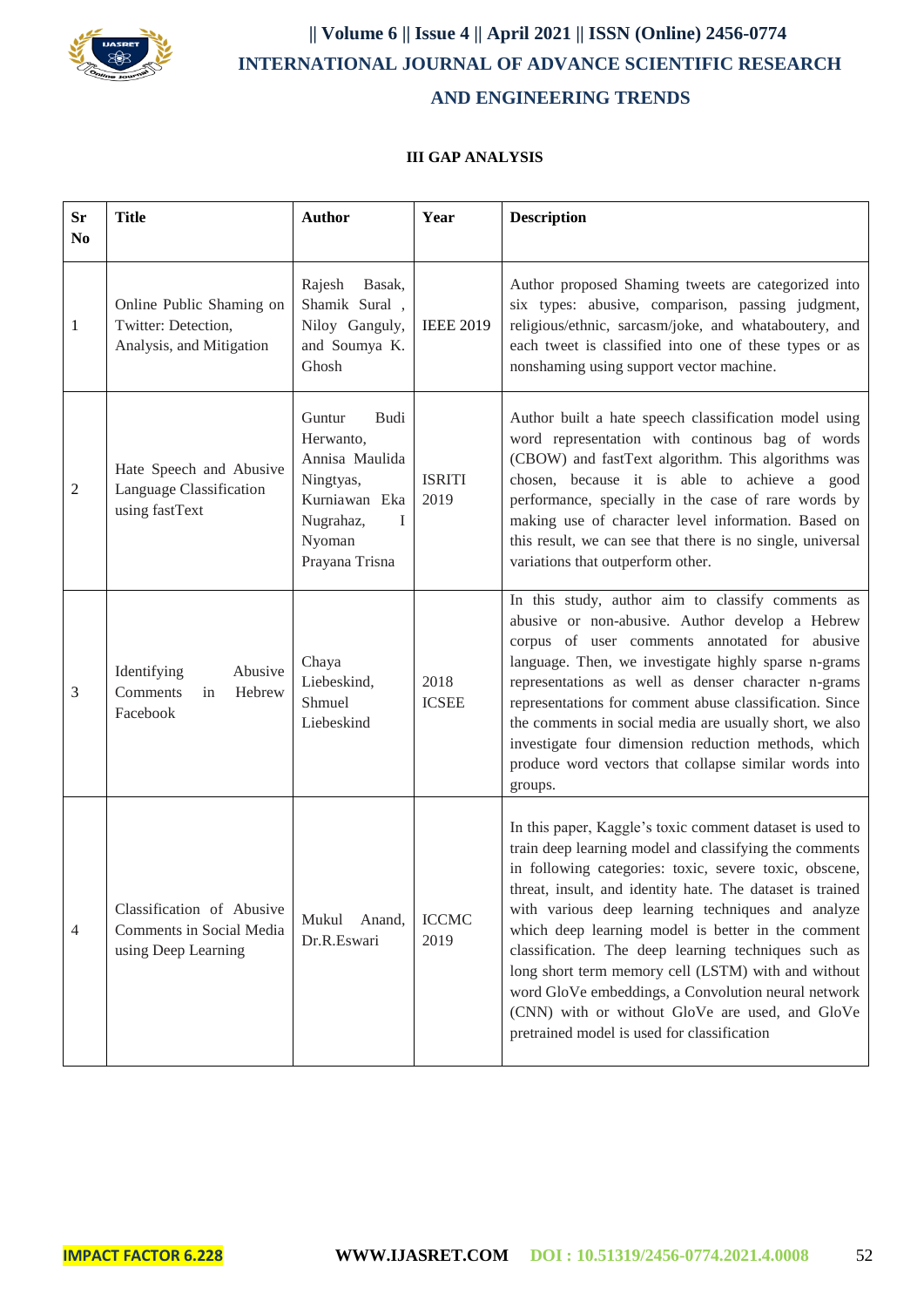## III GAP ANALYSIS

| Sr No | Title | Author | Year | Description |
|---|---|---|---|---|
| 1 | Online Public Shaming on Twitter: Detection, Analysis, and Mitigation | Rajesh Basak, Shamik Sural , Niloy Ganguly, and Soumya K. Ghosh | IEEE 2019 | Author proposed Shaming tweets are categorized into six types: abusive, comparison, passing judgment, religious/ethnic, sarcasm/joke, and whataboutery, and each tweet is classified into one of these types or as nonshaming using support vector machine. |
| 2 | Hate Speech and Abusive Language Classification using fastText | Guntur Budi Herwanto, Annisa Maulida Ningtyas, Kurniawan Eka Nugrahaz, I Nyoman Prayana Trisna | ISRITI 2019 | Author built a hate speech classification model using word representation with continous bag of words (CBOW) and fastText algorithm. This algorithms was chosen, because it is able to achieve a good performance, specially in the case of rare words by making use of character level information. Based on this result, we can see that there is no single, universal variations that outperform other. |
| 3 | Identifying Abusive Comments in Hebrew Facebook | Chaya Liebeskind, Shmuel Liebeskind | 2018 ICSEE | In this study, author aim to classify comments as abusive or non-abusive. Author develop a Hebrew corpus of user comments annotated for abusive language. Then, we investigate highly sparse n-grams representations as well as denser character n-grams representations for comment abuse classification. Since the comments in social media are usually short, we also investigate four dimension reduction methods, which produce word vectors that collapse similar words into groups. |
| 4 | Classification of Abusive Comments in Social Media using Deep Learning | Mukul Anand, Dr.R.Eswari | ICCMC 2019 | In this paper, Kaggle's toxic comment dataset is used to train deep learning model and classifying the comments in following categories: toxic, severe toxic, obscene, threat, insult, and identity hate. The dataset is trained with various deep learning techniques and analyze which deep learning model is better in the comment classification. The deep learning techniques such as long short term memory cell (LSTM) with and without word GloVe embeddings, a Convolution neural network (CNN) with or without GloVe are used, and GloVe pretrained model is used for classification |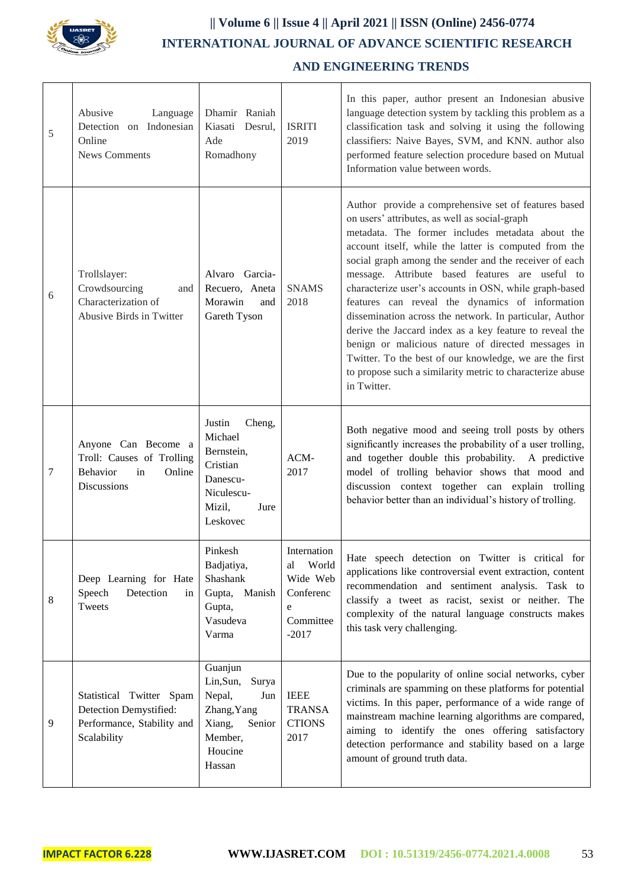| 5 | Abusive Language Detection on Indonesian Online News Comments | Dhamir Raniah Kiasati Desrul, Ade Romadhony | ISRITI 2019 | In this paper, author present an Indonesian abusive language detection system by tackling this problem as a classification task and solving it using the following classifiers: Naive Bayes, SVM, and KNN. author also performed feature selection procedure based on Mutual Information value between words. |
|---|---|---|---|---|
| 6 | Trollslayer: Crowdsourcing and Characterization of Abusive Birds in Twitter | Alvaro Garcia-Recuero, Aneta Morawin and Gareth Tyson | SNAMS 2018 | Author provide a comprehensive set of features based on users' attributes, as well as social-graph metadata. The former includes metadata about the account itself, while the latter is computed from the social graph among the sender and the receiver of each message. Attribute based features are useful to characterize user's accounts in OSN, while graph-based features can reveal the dynamics of information dissemination across the network. In particular, Author derive the Jaccard index as a key feature to reveal the benign or malicious nature of directed messages in Twitter. To the best of our knowledge, we are the first to propose such a similarity metric to characterize abuse in Twitter. |
| 7 | Anyone Can Become a Troll: Causes of Trolling Behavior in Online Discussions | Justin Cheng, Michael Bernstein, Cristian Danescu-Niculescu-Mizil, Jure Leskovec | ACM-2017 | Both negative mood and seeing troll posts by others significantly increases the probability of a user trolling, and together double this probability. A predictive model of trolling behavior shows that mood and discussion context together can explain trolling behavior better than an individual's history of trolling. |
| 8 | Deep Learning for Hate Speech Detection in Tweets | Pinkesh Badjatiya, Shashank Gupta, Manish Gupta, Vasudeva Varma | International World Wide Web Conference Committee -2017 | Hate speech detection on Twitter is critical for applications like controversial event extraction, content recommendation and sentiment analysis. Task to classify a tweet as racist, sexist or neither. The complexity of the natural language constructs makes this task very challenging. |
| 9 | Statistical Twitter Spam Detection Demystified: Performance, Stability and Scalability | Guanjun Lin,Sun, Surya Nepal, Jun Zhang,Yang Xiang, Senior Member, Houcine Hassan | IEEE TRANSACTIONS 2017 | Due to the popularity of online social networks, cyber criminals are spamming on these platforms for potential victims. In this paper, performance of a wide range of mainstream machine learning algorithms are compared, aiming to identify the ones offering satisfactory detection performance and stability based on a large amount of ground truth data. |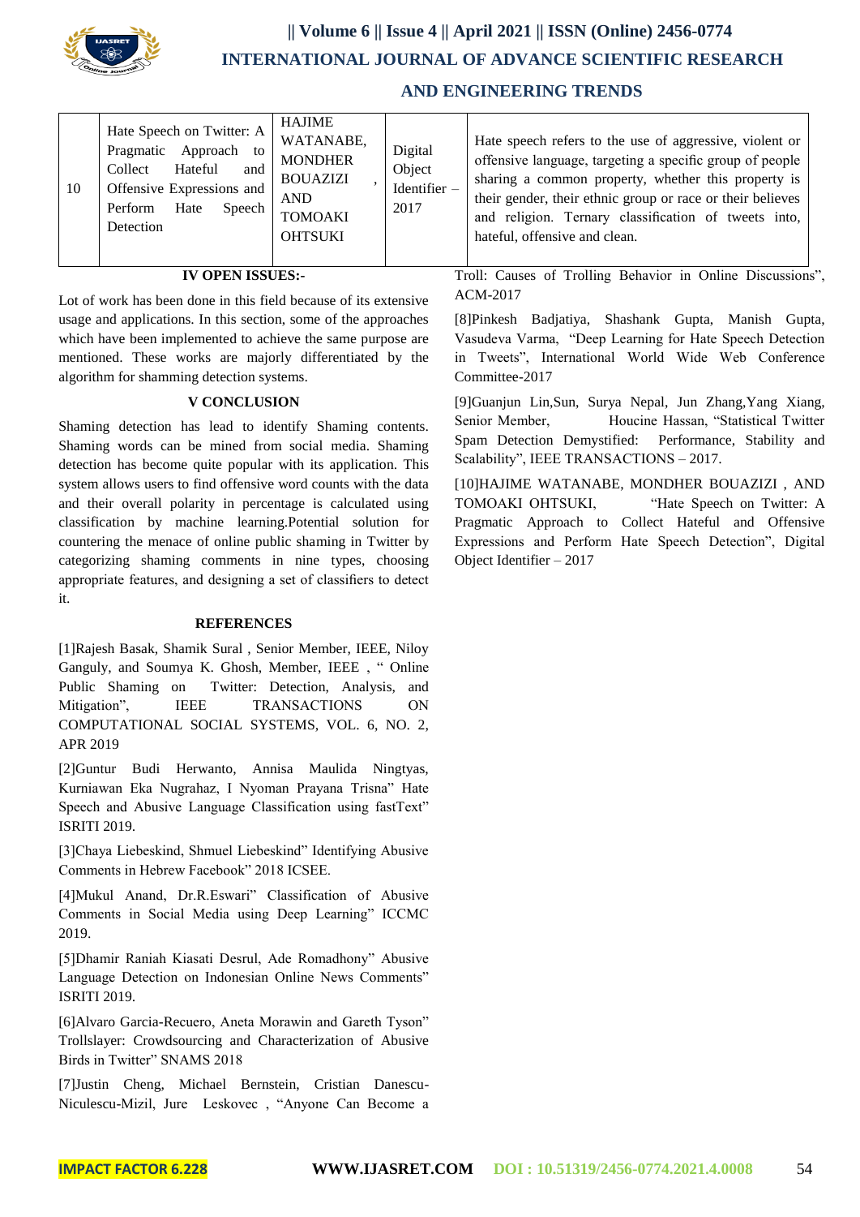| | | | | |
|---|---|---|---|---|
| 10 | Hate Speech on Twitter: A Pragmatic Approach to Collect Hateful and Offensive Expressions and Perform Hate Speech Detection | HAJIME WATANABE, MONDHER BOUAZIZI , AND TOMOAKI OHTSUKI | Digital Object Identifier – 2017 | Hate speech refers to the use of aggressive, violent or offensive language, targeting a specific group of people sharing a common property, whether this property is their gender, their ethnic group or race or their believes and religion. Ternary classification of tweets into, hateful, offensive and clean. |

## IV OPEN ISSUES:-

Lot of work has been done in this field because of its extensive usage and applications. In this section, some of the approaches which have been implemented to achieve the same purpose are mentioned. These works are majorly differentiated by the algorithm for shamming detection systems.

## V CONCLUSION

Shaming detection has lead to identify Shaming contents. Shaming words can be mined from social media. Shaming detection has become quite popular with its application. This system allows users to find offensive word counts with the data and their overall polarity in percentage is calculated using classification by machine learning.Potential solution for countering the menace of online public shaming in Twitter by categorizing shaming comments in nine types, choosing appropriate features, and designing a set of classifiers to detect it.

## REFERENCES

[1]Rajesh Basak, Shamik Sural , Senior Member, IEEE, Niloy Ganguly, and Soumya K. Ghosh, Member, IEEE , " Online Public Shaming on Twitter: Detection, Analysis, and Mitigation", IEEE TRANSACTIONS ON COMPUTATIONAL SOCIAL SYSTEMS, VOL. 6, NO. 2, APR 2019

[2]Guntur Budi Herwanto, Annisa Maulida Ningtyas, Kurniawan Eka Nugrahaz, I Nyoman Prayana Trisna" Hate Speech and Abusive Language Classification using fastText" ISRITI 2019.

[3]Chaya Liebeskind, Shmuel Liebeskind" Identifying Abusive Comments in Hebrew Facebook" 2018 ICSEE.

[4]Mukul Anand, Dr.R.Eswari" Classification of Abusive Comments in Social Media using Deep Learning" ICCMC 2019.

[5]Dhamir Raniah Kiasati Desrul, Ade Romadhony" Abusive Language Detection on Indonesian Online News Comments" ISRITI 2019.

[6]Alvaro Garcia-Recuero, Aneta Morawin and Gareth Tyson" Trollslayer: Crowdsourcing and Characterization of Abusive Birds in Twitter" SNAMS 2018

[7]Justin Cheng, Michael Bernstein, Cristian Danescu-Niculescu-Mizil, Jure Leskovec , "Anyone Can Become a Troll: Causes of Trolling Behavior in Online Discussions", ACM-2017

[8]Pinkesh Badjatiya, Shashank Gupta, Manish Gupta, Vasudeva Varma, "Deep Learning for Hate Speech Detection in Tweets", International World Wide Web Conference Committee-2017

[9]Guanjun Lin,Sun, Surya Nepal, Jun Zhang,Yang Xiang, Senior Member, Houcine Hassan, "Statistical Twitter Spam Detection Demystified: Performance, Stability and Scalability", IEEE TRANSACTIONS – 2017.

[10]HAJIME WATANABE, MONDHER BOUAZIZI , AND TOMOAKI OHTSUKI, "Hate Speech on Twitter: A Pragmatic Approach to Collect Hateful and Offensive Expressions and Perform Hate Speech Detection", Digital Object Identifier – 2017